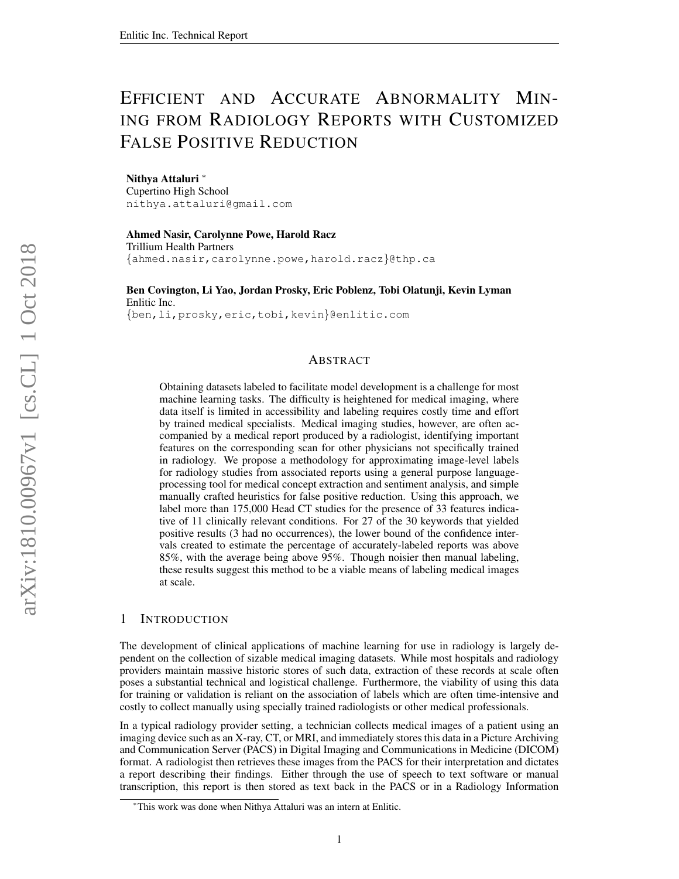# Efficient and Accurate Abnormality Mining from Radiology Reports with Customized False Positive Reduction

**Nithya Attaluri** *
Cupertino High School
nithya.attaluri@gmail.com

**Ahmed Nasir, Carolynne Powe, Harold Racz**
Trillium Health Partners
{ahmed.nasir,carolynne.powe,harold.racz}@thp.ca

**Ben Covington, Li Yao, Jordan Prosky, Eric Poblenz, Tobi Olatunji, Kevin Lyman**
Enlitic Inc.
{ben,li,prosky,eric,tobi,kevin}@enlitic.com

## Abstract

Obtaining datasets labeled to facilitate model development is a challenge for most machine learning tasks. The difficulty is heightened for medical imaging, where data itself is limited in accessibility and labeling requires costly time and effort by trained medical specialists. Medical imaging studies, however, are often accompanied by a medical report produced by a radiologist, identifying important features on the corresponding scan for other physicians not specifically trained in radiology. We propose a methodology for approximating image-level labels for radiology studies from associated reports using a general purpose language-processing tool for medical concept extraction and sentiment analysis, and simple manually crafted heuristics for false positive reduction. Using this approach, we label more than 175,000 Head CT studies for the presence of 33 features indicative of 11 clinically relevant conditions. For 27 of the 30 keywords that yielded positive results (3 had no occurrences), the lower bound of the confidence intervals created to estimate the percentage of accurately-labeled reports was above 85%, with the average being above 95%. Though noisier then manual labeling, these results suggest this method to be a viable means of labeling medical images at scale.

## 1 Introduction

The development of clinical applications of machine learning for use in radiology is largely dependent on the collection of sizable medical imaging datasets. While most hospitals and radiology providers maintain massive historic stores of such data, extraction of these records at scale often poses a substantial technical and logistical challenge. Furthermore, the viability of using this data for training or validation is reliant on the association of labels which are often time-intensive and costly to collect manually using specially trained radiologists or other medical professionals.

In a typical radiology provider setting, a technician collects medical images of a patient using an imaging device such as an X-ray, CT, or MRI, and immediately stores this data in a Picture Archiving and Communication Server (PACS) in Digital Imaging and Communications in Medicine (DICOM) format. A radiologist then retrieves these images from the PACS for their interpretation and dictates a report describing their findings. Either through the use of speech to text software or manual transcription, this report is then stored as text back in the PACS or in a Radiology Information

*This work was done when Nithya Attaluri was an intern at Enlitic.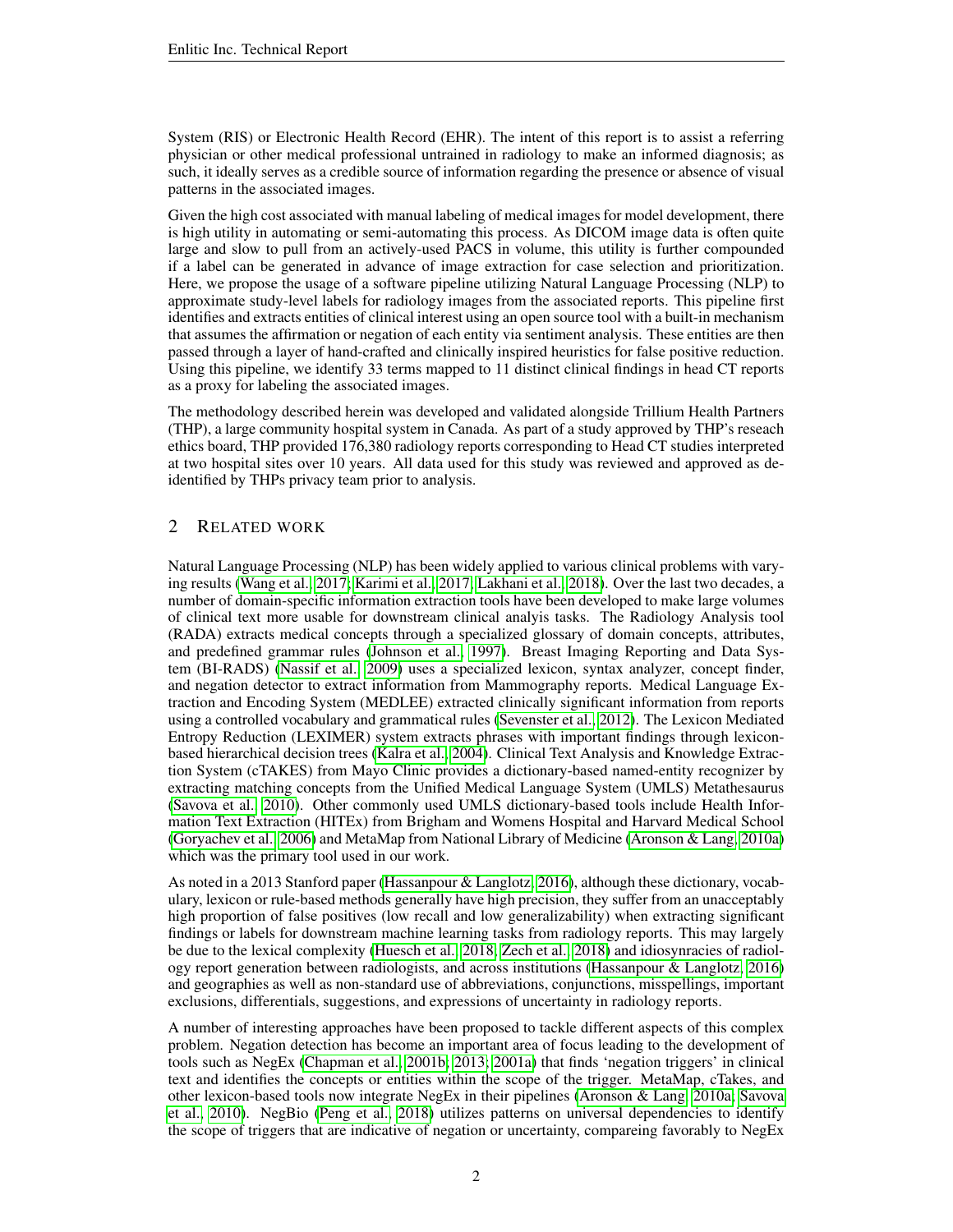System (RIS) or Electronic Health Record (EHR). The intent of this report is to assist a referring physician or other medical professional untrained in radiology to make an informed diagnosis; as such, it ideally serves as a credible source of information regarding the presence or absence of visual patterns in the associated images.

Given the high cost associated with manual labeling of medical images for model development, there is high utility in automating or semi-automating this process. As DICOM image data is often quite large and slow to pull from an actively-used PACS in volume, this utility is further compounded if a label can be generated in advance of image extraction for case selection and prioritization. Here, we propose the usage of a software pipeline utilizing Natural Language Processing (NLP) to approximate study-level labels for radiology images from the associated reports. This pipeline first identifies and extracts entities of clinical interest using an open source tool with a built-in mechanism that assumes the affirmation or negation of each entity via sentiment analysis. These entities are then passed through a layer of hand-crafted and clinically inspired heuristics for false positive reduction. Using this pipeline, we identify 33 terms mapped to 11 distinct clinical findings in head CT reports as a proxy for labeling the associated images.

The methodology described herein was developed and validated alongside Trillium Health Partners (THP), a large community hospital system in Canada. As part of a study approved by THP's reseach ethics board, THP provided 176,380 radiology reports corresponding to Head CT studies interpreted at two hospital sites over 10 years. All data used for this study was reviewed and approved as de-identified by THPs privacy team prior to analysis.

## 2 Related work

Natural Language Processing (NLP) has been widely applied to various clinical problems with varying results (Wang et al., 2017; Karimi et al., 2017; Lakhani et al., 2018). Over the last two decades, a number of domain-specific information extraction tools have been developed to make large volumes of clinical text more usable for downstream clinical analyis tasks. The Radiology Analysis tool (RADA) extracts medical concepts through a specialized glossary of domain concepts, attributes, and predefined grammar rules (Johnson et al., 1997). Breast Imaging Reporting and Data System (BI-RADS) (Nassif et al., 2009) uses a specialized lexicon, syntax analyzer, concept finder, and negation detector to extract information from Mammography reports. Medical Language Extraction and Encoding System (MEDLEE) extracted clinically significant information from reports using a controlled vocabulary and grammatical rules (Sevenster et al., 2012). The Lexicon Mediated Entropy Reduction (LEXIMER) system extracts phrases with important findings through lexicon-based hierarchical decision trees (Kalra et al., 2004). Clinical Text Analysis and Knowledge Extraction System (cTAKES) from Mayo Clinic provides a dictionary-based named-entity recognizer by extracting matching concepts from the Unified Medical Language System (UMLS) Metathesaurus (Savova et al., 2010). Other commonly used UMLS dictionary-based tools include Health Information Text Extraction (HITEx) from Brigham and Womens Hospital and Harvard Medical School (Goryachev et al., 2006) and MetaMap from National Library of Medicine (Aronson & Lang, 2010a) which was the primary tool used in our work.

As noted in a 2013 Stanford paper (Hassanpour & Langlotz, 2016), although these dictionary, vocabulary, lexicon or rule-based methods generally have high precision, they suffer from an unacceptably high proportion of false positives (low recall and low generalizability) when extracting significant findings or labels for downstream machine learning tasks from radiology reports. This may largely be due to the lexical complexity (Huesch et al., 2018; Zech et al., 2018) and idiosyncracies of radiology report generation between radiologists, and across institutions (Hassanpour & Langlotz, 2016) and geographies as well as non-standard use of abbreviations, conjunctions, misspellings, important exclusions, differentials, suggestions, and expressions of uncertainty in radiology reports.

A number of interesting approaches have been proposed to tackle different aspects of this complex problem. Negation detection has become an important area of focus leading to the development of tools such as NegEx (Chapman et al., 2001b; 2013; 2001a) that finds 'negation triggers' in clinical text and identifies the concepts or entities within the scope of the trigger. MetaMap, cTakes, and other lexicon-based tools now integrate NegEx in their pipelines (Aronson & Lang, 2010a; Savova et al., 2010). NegBio (Peng et al., 2018) utilizes patterns on universal dependencies to identify the scope of triggers that are indicative of negation or uncertainty, compareing favorably to NegEx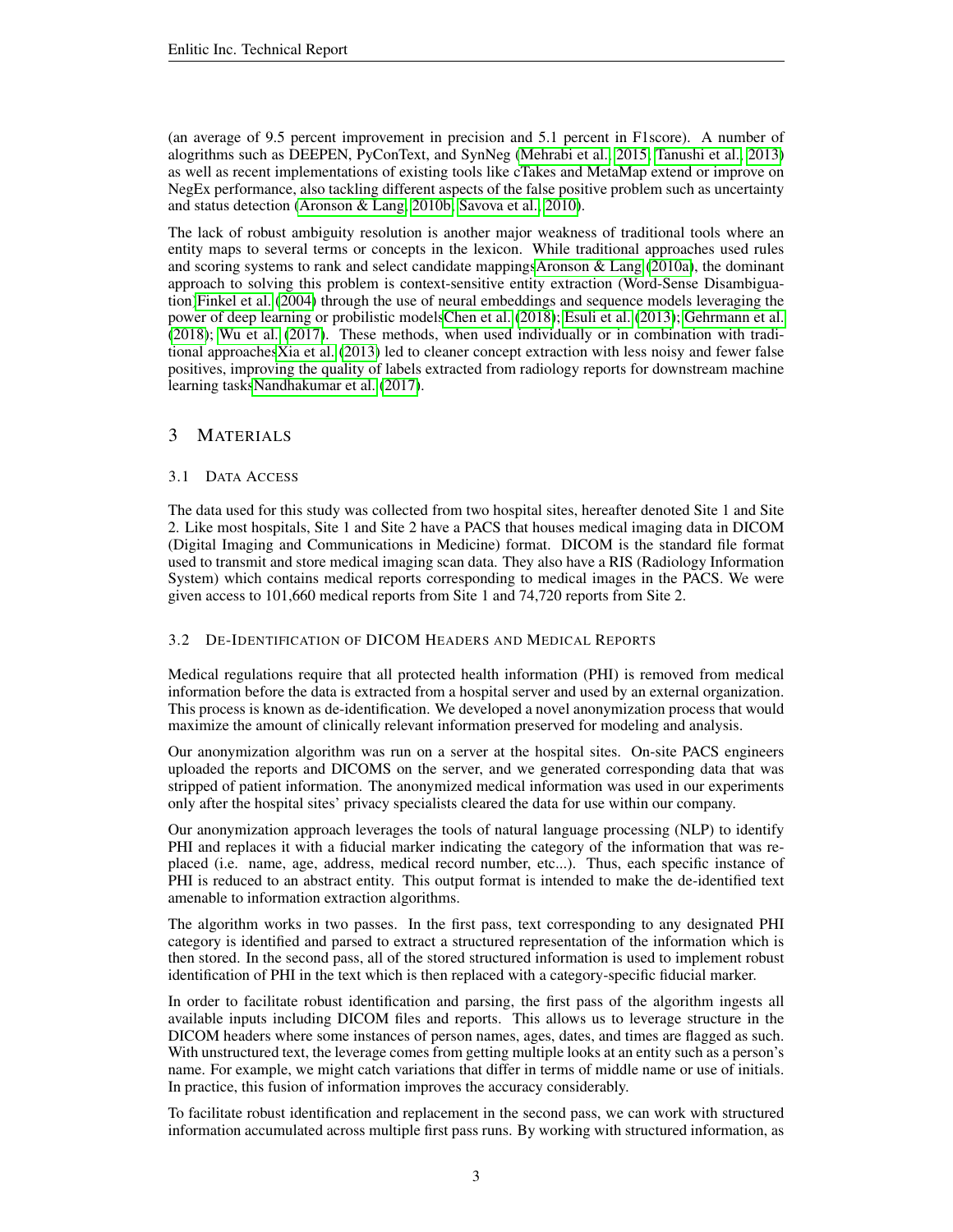(an average of 9.5 percent improvement in precision and 5.1 percent in F1score). A number of alogrithms such as DEEPEN, PyConText, and SynNeg (Mehrabi et al., 2015; Tanushi et al., 2013) as well as recent implementations of existing tools like cTakes and MetaMap extend or improve on NegEx performance, also tackling different aspects of the false positive problem such as uncertainty and status detection (Aronson & Lang, 2010b; Savova et al., 2010).

The lack of robust ambiguity resolution is another major weakness of traditional tools where an entity maps to several terms or concepts in the lexicon. While traditional approaches used rules and scoring systems to rank and select candidate mappingsAronson & Lang (2010a), the dominant approach to solving this problem is context-sensitive entity extraction (Word-Sense Disambiguation)Finkel et al. (2004) through the use of neural embeddings and sequence models leveraging the power of deep learning or probilistic modelsChen et al. (2018); Esuli et al. (2013); Gehrmann et al. (2018); Wu et al. (2017). These methods, when used individually or in combination with traditional approachesXia et al. (2013) led to cleaner concept extraction with less noisy and fewer false positives, improving the quality of labels extracted from radiology reports for downstream machine learning tasksNandhakumar et al. (2017).

# 3 Materials

## 3.1 Data Access

The data used for this study was collected from two hospital sites, hereafter denoted Site 1 and Site 2. Like most hospitals, Site 1 and Site 2 have a PACS that houses medical imaging data in DICOM (Digital Imaging and Communications in Medicine) format. DICOM is the standard file format used to transmit and store medical imaging scan data. They also have a RIS (Radiology Information System) which contains medical reports corresponding to medical images in the PACS. We were given access to 101,660 medical reports from Site 1 and 74,720 reports from Site 2.

## 3.2 De-Identification of DICOM Headers and Medical Reports

Medical regulations require that all protected health information (PHI) is removed from medical information before the data is extracted from a hospital server and used by an external organization. This process is known as de-identification. We developed a novel anonymization process that would maximize the amount of clinically relevant information preserved for modeling and analysis.

Our anonymization algorithm was run on a server at the hospital sites. On-site PACS engineers uploaded the reports and DICOMS on the server, and we generated corresponding data that was stripped of patient information. The anonymized medical information was used in our experiments only after the hospital sites' privacy specialists cleared the data for use within our company.

Our anonymization approach leverages the tools of natural language processing (NLP) to identify PHI and replaces it with a fiducial marker indicating the category of the information that was replaced (i.e. name, age, address, medical record number, etc...). Thus, each specific instance of PHI is reduced to an abstract entity. This output format is intended to make the de-identified text amenable to information extraction algorithms.

The algorithm works in two passes. In the first pass, text corresponding to any designated PHI category is identified and parsed to extract a structured representation of the information which is then stored. In the second pass, all of the stored structured information is used to implement robust identification of PHI in the text which is then replaced with a category-specific fiducial marker.

In order to facilitate robust identification and parsing, the first pass of the algorithm ingests all available inputs including DICOM files and reports. This allows us to leverage structure in the DICOM headers where some instances of person names, ages, dates, and times are flagged as such. With unstructured text, the leverage comes from getting multiple looks at an entity such as a person's name. For example, we might catch variations that differ in terms of middle name or use of initials. In practice, this fusion of information improves the accuracy considerably.

To facilitate robust identification and replacement in the second pass, we can work with structured information accumulated across multiple first pass runs. By working with structured information, as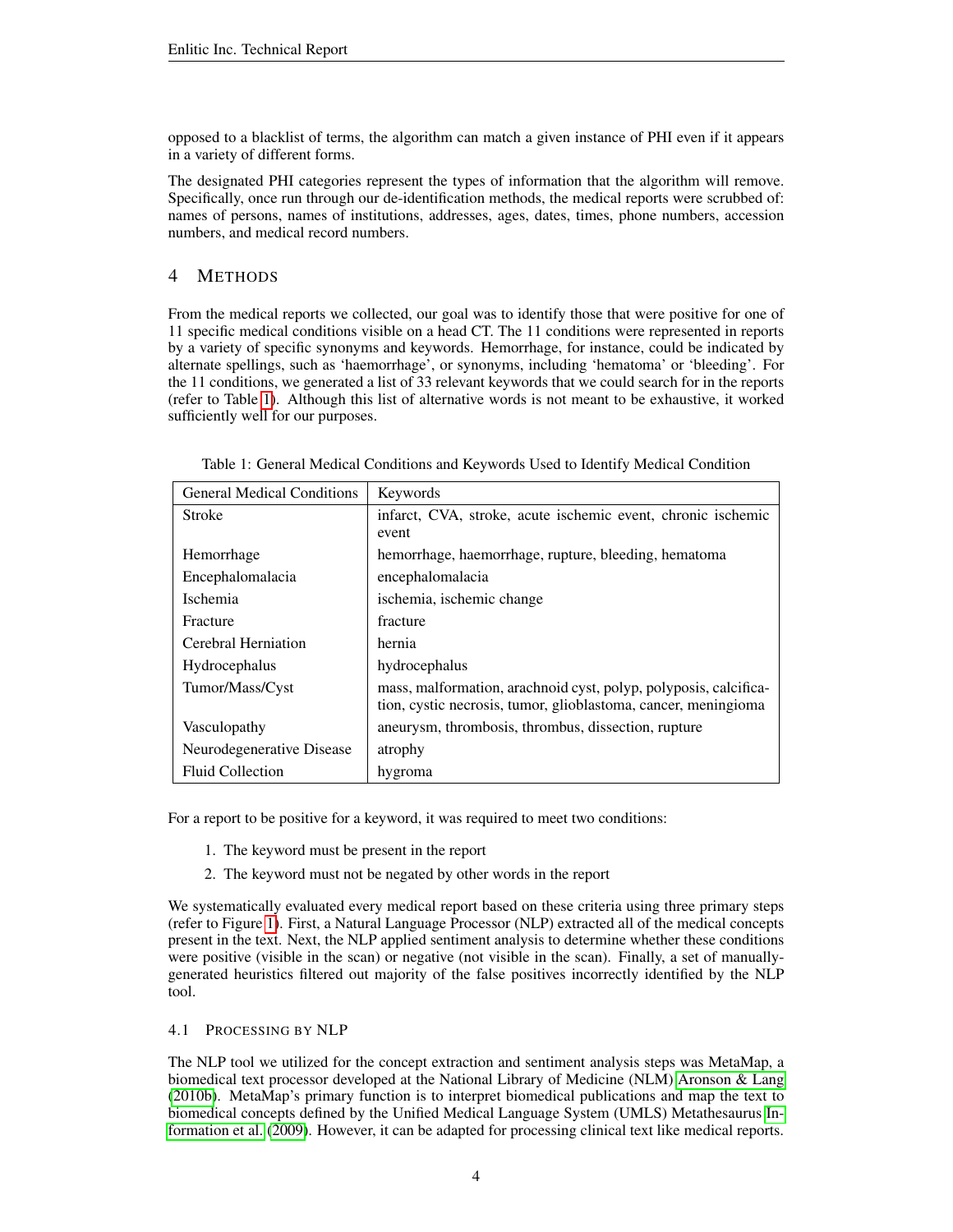opposed to a blacklist of terms, the algorithm can match a given instance of PHI even if it appears in a variety of different forms.

The designated PHI categories represent the types of information that the algorithm will remove. Specifically, once run through our de-identification methods, the medical reports were scrubbed of: names of persons, names of institutions, addresses, ages, dates, times, phone numbers, accession numbers, and medical record numbers.

## 4 METHODS

From the medical reports we collected, our goal was to identify those that were positive for one of 11 specific medical conditions visible on a head CT. The 11 conditions were represented in reports by a variety of specific synonyms and keywords. Hemorrhage, for instance, could be indicated by alternate spellings, such as 'haemorrhage', or synonyms, including 'hematoma' or 'bleeding'. For the 11 conditions, we generated a list of 33 relevant keywords that we could search for in the reports (refer to Table 1). Although this list of alternative words is not meant to be exhaustive, it worked sufficiently well for our purposes.

Table 1: General Medical Conditions and Keywords Used to Identify Medical Condition

| General Medical Conditions | Keywords |
|---|---|
| Stroke | infarct, CVA, stroke, acute ischemic event, chronic ischemic event |
| Hemorrhage | hemorrhage, haemorrhage, rupture, bleeding, hematoma |
| Encephalomalacia | encephalomalacia |
| Ischemia | ischemia, ischemic change |
| Fracture | fracture |
| Cerebral Herniation | hernia |
| Hydrocephalus | hydrocephalus |
| Tumor/Mass/Cyst | mass, malformation, arachnoid cyst, polyp, polyposis, calcification, cystic necrosis, tumor, glioblastoma, cancer, meningioma |
| Vasculopathy | aneurysm, thrombosis, thrombus, dissection, rupture |
| Neurodegenerative Disease | atrophy |
| Fluid Collection | hygroma |

For a report to be positive for a keyword, it was required to meet two conditions:

1. The keyword must be present in the report
2. The keyword must not be negated by other words in the report

We systematically evaluated every medical report based on these criteria using three primary steps (refer to Figure 1). First, a Natural Language Processor (NLP) extracted all of the medical concepts present in the text. Next, the NLP applied sentiment analysis to determine whether these conditions were positive (visible in the scan) or negative (not visible in the scan). Finally, a set of manually-generated heuristics filtered out majority of the false positives incorrectly identified by the NLP tool.

### 4.1 PROCESSING BY NLP

The NLP tool we utilized for the concept extraction and sentiment analysis steps was MetaMap, a biomedical text processor developed at the National Library of Medicine (NLM) Aronson & Lang (2010b). MetaMap's primary function is to interpret biomedical publications and map the text to biomedical concepts defined by the Unified Medical Language System (UMLS) Metathesaurus Information et al. (2009). However, it can be adapted for processing clinical text like medical reports.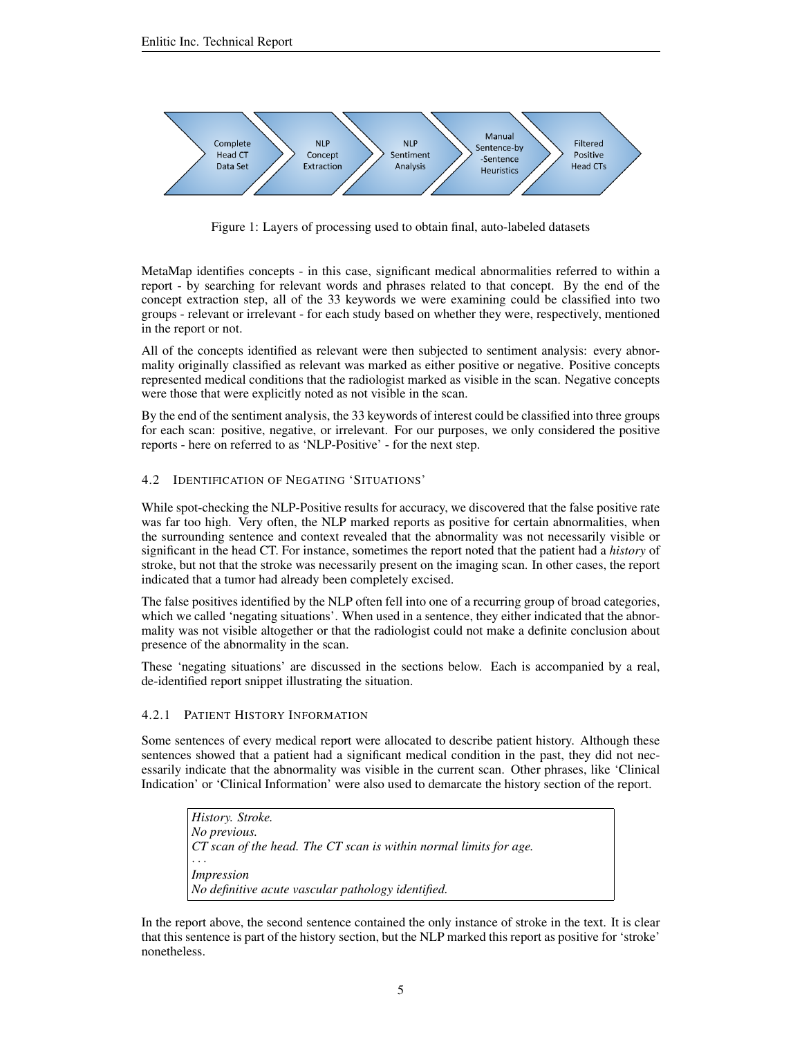Figure 1: Layers of processing used to obtain final, auto-labeled datasets

MetaMap identifies concepts - in this case, significant medical abnormalities referred to within a report - by searching for relevant words and phrases related to that concept. By the end of the concept extraction step, all of the 33 keywords we were examining could be classified into two groups - relevant or irrelevant - for each study based on whether they were, respectively, mentioned in the report or not.

All of the concepts identified as relevant were then subjected to sentiment analysis: every abnormality originally classified as relevant was marked as either positive or negative. Positive concepts represented medical conditions that the radiologist marked as visible in the scan. Negative concepts were those that were explicitly noted as not visible in the scan.

By the end of the sentiment analysis, the 33 keywords of interest could be classified into three groups for each scan: positive, negative, or irrelevant. For our purposes, we only considered the positive reports - here on referred to as 'NLP-Positive' - for the next step.

### 4.2 Identification of Negating 'Situations'

While spot-checking the NLP-Positive results for accuracy, we discovered that the false positive rate was far too high. Very often, the NLP marked reports as positive for certain abnormalities, when the surrounding sentence and context revealed that the abnormality was not necessarily visible or significant in the head CT. For instance, sometimes the report noted that the patient had a *history* of stroke, but not that the stroke was necessarily present on the imaging scan. In other cases, the report indicated that a tumor had already been completely excised.

The false positives identified by the NLP often fell into one of a recurring group of broad categories, which we called 'negating situations'. When used in a sentence, they either indicated that the abnormality was not visible altogether or that the radiologist could not make a definite conclusion about presence of the abnormality in the scan.

These 'negating situations' are discussed in the sections below. Each is accompanied by a real, de-identified report snippet illustrating the situation.

#### 4.2.1 Patient History Information

Some sentences of every medical report were allocated to describe patient history. Although these sentences showed that a patient had a significant medical condition in the past, they did not necessarily indicate that the abnormality was visible in the current scan. Other phrases, like 'Clinical Indication' or 'Clinical Information' were also used to demarcate the history section of the report.

> *History. Stroke.*
> *No previous.*
> *CT scan of the head. The CT scan is within normal limits for age.*
> ...
> *Impression*
> *No definitive acute vascular pathology identified.*

In the report above, the second sentence contained the only instance of stroke in the text. It is clear that this sentence is part of the history section, but the NLP marked this report as positive for 'stroke' nonetheless.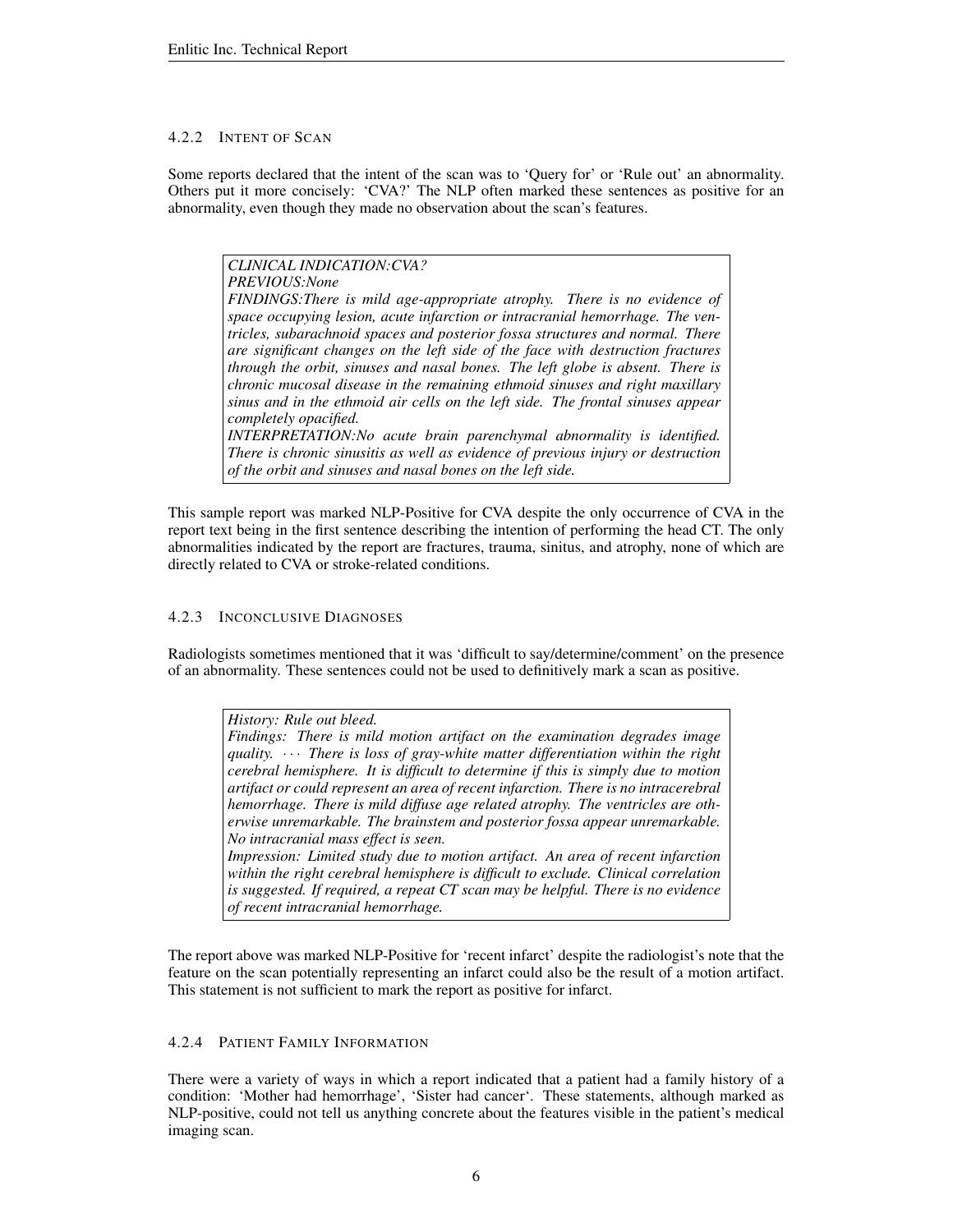#### 4.2.2 Intent of Scan

Some reports declared that the intent of the scan was to 'Query for' or 'Rule out' an abnormality. Others put it more concisely: 'CVA?' The NLP often marked these sentences as positive for an abnormality, even though they made no observation about the scan's features.

> *CLINICAL INDICATION:CVA?*
> *PREVIOUS:None*
> *FINDINGS:There is mild age-appropriate atrophy. There is no evidence of space occupying lesion, acute infarction or intracranial hemorrhage. The ventricles, subarachnoid spaces and posterior fossa structures and normal. There are significant changes on the left side of the face with destruction fractures through the orbit, sinuses and nasal bones. The left globe is absent. There is chronic mucosal disease in the remaining ethmoid sinuses and right maxillary sinus and in the ethmoid air cells on the left side. The frontal sinuses appear completely opacified.*
> *INTERPRETATION:No acute brain parenchymal abnormality is identified. There is chronic sinusitis as well as evidence of previous injury or destruction of the orbit and sinuses and nasal bones on the left side.*

This sample report was marked NLP-Positive for CVA despite the only occurrence of CVA in the report text being in the first sentence describing the intention of performing the head CT. The only abnormalities indicated by the report are fractures, trauma, sinitus, and atrophy, none of which are directly related to CVA or stroke-related conditions.

#### 4.2.3 Inconclusive Diagnoses

Radiologists sometimes mentioned that it was 'difficult to say/determine/comment' on the presence of an abnormality. These sentences could not be used to definitively mark a scan as positive.

> *History: Rule out bleed.*
> *Findings: There is mild motion artifact on the examination degrades image quality. ⋯ There is loss of gray-white matter differentiation within the right cerebral hemisphere. It is difficult to determine if this is simply due to motion artifact or could represent an area of recent infarction. There is no intracerebral hemorrhage. There is mild diffuse age related atrophy. The ventricles are otherwise unremarkable. The brainstem and posterior fossa appear unremarkable. No intracranial mass effect is seen.*
> *Impression: Limited study due to motion artifact. An area of recent infarction within the right cerebral hemisphere is difficult to exclude. Clinical correlation is suggested. If required, a repeat CT scan may be helpful. There is no evidence of recent intracranial hemorrhage.*

The report above was marked NLP-Positive for 'recent infarct' despite the radiologist's note that the feature on the scan potentially representing an infarct could also be the result of a motion artifact. This statement is not sufficient to mark the report as positive for infarct.

#### 4.2.4 Patient Family Information

There were a variety of ways in which a report indicated that a patient had a family history of a condition: 'Mother had hemorrhage', 'Sister had cancer'. These statements, although marked as NLP-positive, could not tell us anything concrete about the features visible in the patient's medical imaging scan.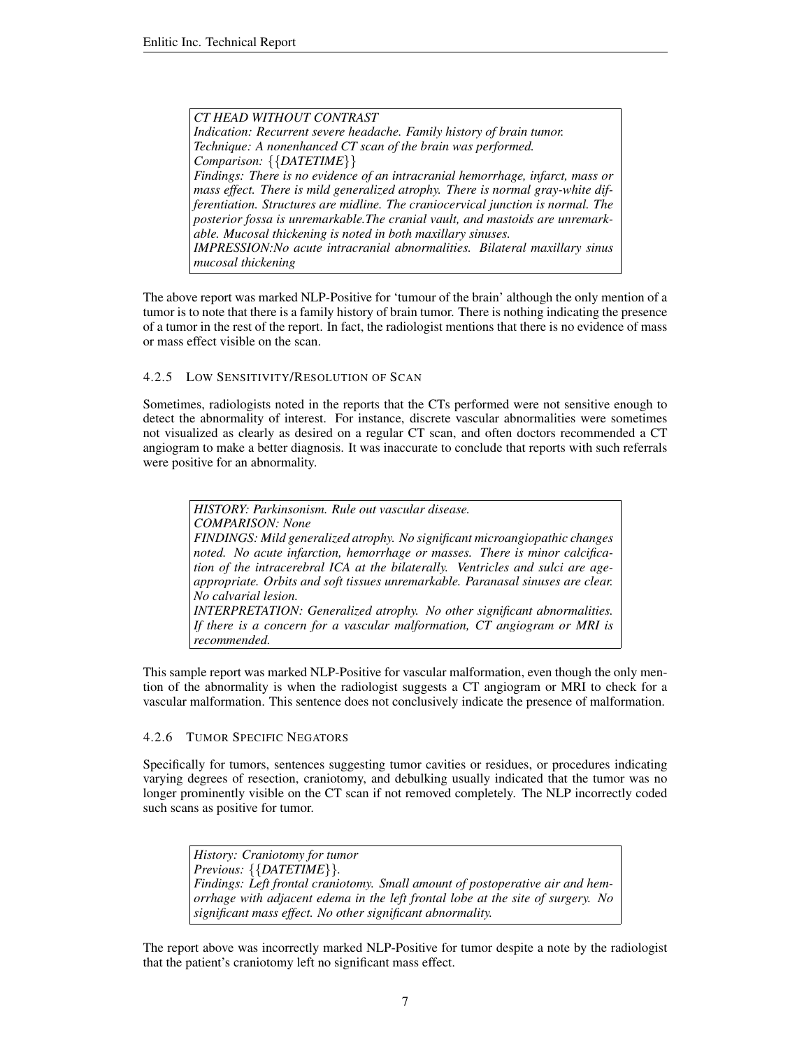> *CT HEAD WITHOUT CONTRAST*
> *Indication: Recurrent severe headache. Family history of brain tumor.*
> *Technique: A nonenhanced CT scan of the brain was performed.*
> *Comparison: {{DATETIME}}*
> *Findings: There is no evidence of an intracranial hemorrhage, infarct, mass or mass effect. There is mild generalized atrophy. There is normal gray-white differentiation. Structures are midline. The craniocervical junction is normal. The posterior fossa is unremarkable.The cranial vault, and mastoids are unremarkable. Mucosal thickening is noted in both maxillary sinuses.*
> *IMPRESSION:No acute intracranial abnormalities. Bilateral maxillary sinus mucosal thickening*

The above report was marked NLP-Positive for 'tumour of the brain' although the only mention of a tumor is to note that there is a family history of brain tumor. There is nothing indicating the presence of a tumor in the rest of the report. In fact, the radiologist mentions that there is no evidence of mass or mass effect visible on the scan.

#### 4.2.5 Low Sensitivity/Resolution of Scan

Sometimes, radiologists noted in the reports that the CTs performed were not sensitive enough to detect the abnormality of interest. For instance, discrete vascular abnormalities were sometimes not visualized as clearly as desired on a regular CT scan, and often doctors recommended a CT angiogram to make a better diagnosis. It was inaccurate to conclude that reports with such referrals were positive for an abnormality.

> *HISTORY: Parkinsonism. Rule out vascular disease.*
> *COMPARISON: None*
> *FINDINGS: Mild generalized atrophy. No significant microangiopathic changes noted. No acute infarction, hemorrhage or masses. There is minor calcification of the intracerebral ICA at the bilaterally. Ventricles and sulci are age-appropriate. Orbits and soft tissues unremarkable. Paranasal sinuses are clear. No calvarial lesion.*
> *INTERPRETATION: Generalized atrophy. No other significant abnormalities. If there is a concern for a vascular malformation, CT angiogram or MRI is recommended.*

This sample report was marked NLP-Positive for vascular malformation, even though the only mention of the abnormality is when the radiologist suggests a CT angiogram or MRI to check for a vascular malformation. This sentence does not conclusively indicate the presence of malformation.

#### 4.2.6 Tumor Specific Negators

Specifically for tumors, sentences suggesting tumor cavities or residues, or procedures indicating varying degrees of resection, craniotomy, and debulking usually indicated that the tumor was no longer prominently visible on the CT scan if not removed completely. The NLP incorrectly coded such scans as positive for tumor.

> *History: Craniotomy for tumor*
> *Previous: {{DATETIME}}.*
> *Findings: Left frontal craniotomy. Small amount of postoperative air and hemorrhage with adjacent edema in the left frontal lobe at the site of surgery. No significant mass effect. No other significant abnormality.*

The report above was incorrectly marked NLP-Positive for tumor despite a note by the radiologist that the patient's craniotomy left no significant mass effect.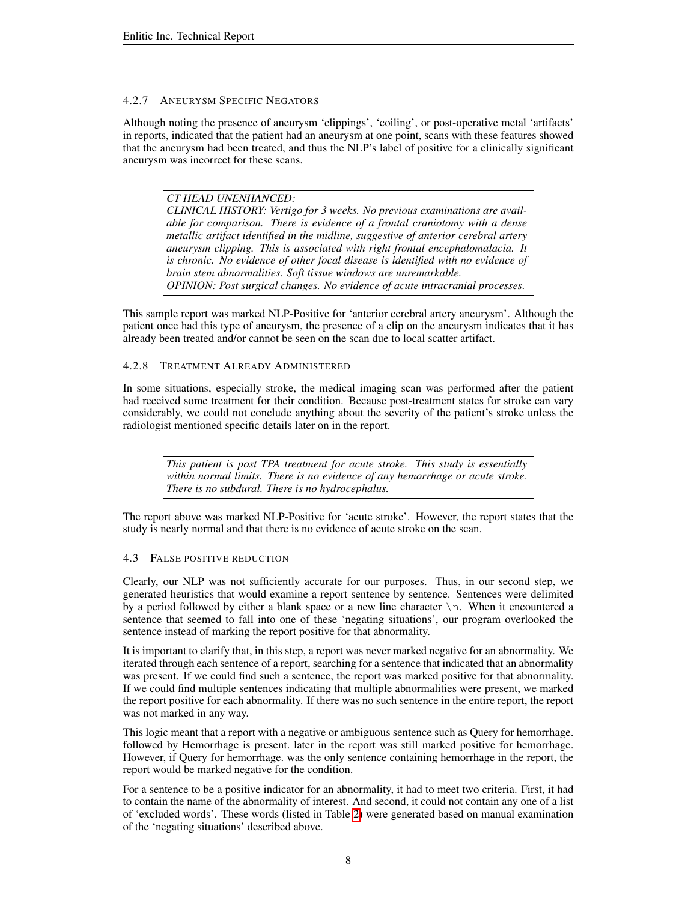#### 4.2.7 Aneurysm Specific Negators

Although noting the presence of aneurysm 'clippings', 'coiling', or post-operative metal 'artifacts' in reports, indicated that the patient had an aneurysm at one point, scans with these features showed that the aneurysm had been treated, and thus the NLP's label of positive for a clinically significant aneurysm was incorrect for these scans.

> *CT HEAD UNENHANCED:*
> *CLINICAL HISTORY: Vertigo for 3 weeks. No previous examinations are available for comparison. There is evidence of a frontal craniotomy with a dense metallic artifact identified in the midline, suggestive of anterior cerebral artery aneurysm clipping. This is associated with right frontal encephalomalacia. It is chronic. No evidence of other focal disease is identified with no evidence of brain stem abnormalities. Soft tissue windows are unremarkable.*
> *OPINION: Post surgical changes. No evidence of acute intracranial processes.*

This sample report was marked NLP-Positive for 'anterior cerebral artery aneurysm'. Although the patient once had this type of aneurysm, the presence of a clip on the aneurysm indicates that it has already been treated and/or cannot be seen on the scan due to local scatter artifact.

#### 4.2.8 Treatment Already Administered

In some situations, especially stroke, the medical imaging scan was performed after the patient had received some treatment for their condition. Because post-treatment states for stroke can vary considerably, we could not conclude anything about the severity of the patient's stroke unless the radiologist mentioned specific details later on in the report.

> *This patient is post TPA treatment for acute stroke. This study is essentially within normal limits. There is no evidence of any hemorrhage or acute stroke. There is no subdural. There is no hydrocephalus.*

The report above was marked NLP-Positive for 'acute stroke'. However, the report states that the study is nearly normal and that there is no evidence of acute stroke on the scan.

### 4.3 False positive reduction

Clearly, our NLP was not sufficiently accurate for our purposes. Thus, in our second step, we generated heuristics that would examine a report sentence by sentence. Sentences were delimited by a period followed by either a blank space or a new line character `\n`. When it encountered a sentence that seemed to fall into one of these 'negating situations', our program overlooked the sentence instead of marking the report positive for that abnormality.

It is important to clarify that, in this step, a report was never marked negative for an abnormality. We iterated through each sentence of a report, searching for a sentence that indicated that an abnormality was present. If we could find such a sentence, the report was marked positive for that abnormality. If we could find multiple sentences indicating that multiple abnormalities were present, we marked the report positive for each abnormality. If there was no such sentence in the entire report, the report was not marked in any way.

This logic meant that a report with a negative or ambiguous sentence such as Query for hemorrhage. followed by Hemorrhage is present. later in the report was still marked positive for hemorrhage. However, if Query for hemorrhage. was the only sentence containing hemorrhage in the report, the report would be marked negative for the condition.

For a sentence to be a positive indicator for an abnormality, it had to meet two criteria. First, it had to contain the name of the abnormality of interest. And second, it could not contain any one of a list of 'excluded words'. These words (listed in Table 2) were generated based on manual examination of the 'negating situations' described above.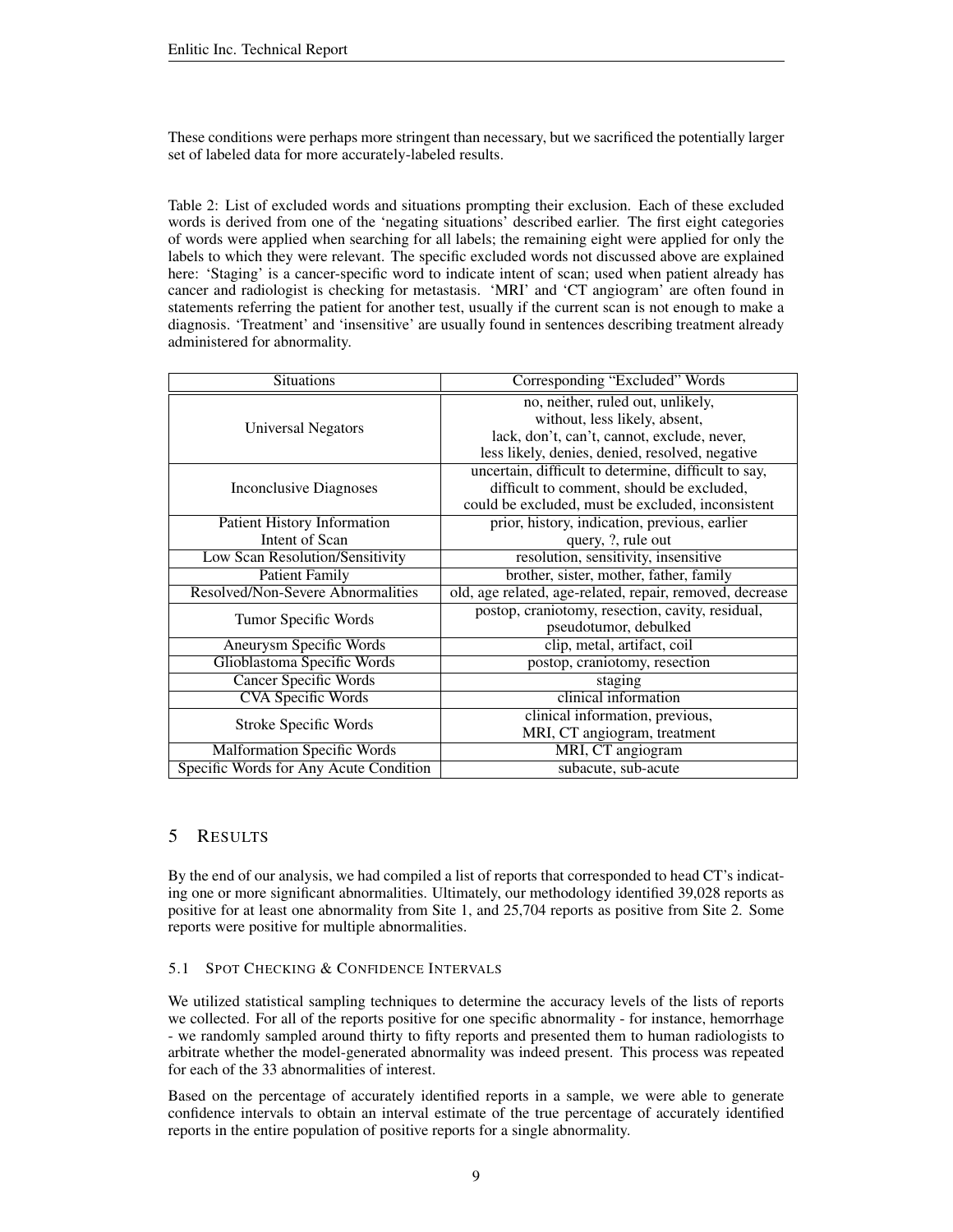These conditions were perhaps more stringent than necessary, but we sacrificed the potentially larger set of labeled data for more accurately-labeled results.

Table 2: List of excluded words and situations prompting their exclusion. Each of these excluded words is derived from one of the 'negating situations' described earlier. The first eight categories of words were applied when searching for all labels; the remaining eight were applied for only the labels to which they were relevant. The specific excluded words not discussed above are explained here: 'Staging' is a cancer-specific word to indicate intent of scan; used when patient already has cancer and radiologist is checking for metastasis. 'MRI' and 'CT angiogram' are often found in statements referring the patient for another test, usually if the current scan is not enough to make a diagnosis. 'Treatment' and 'insensitive' are usually found in sentences describing treatment already administered for abnormality.

| Situations | Corresponding "Excluded" Words |
|---|---|
| Universal Negators | no, neither, ruled out, unlikely, without, less likely, absent, lack, don't, can't, cannot, exclude, never, less likely, denies, denied, resolved, negative |
| Inconclusive Diagnoses | uncertain, difficult to determine, difficult to say, difficult to comment, should be excluded, could be excluded, must be excluded, inconsistent |
| Patient History Information | prior, history, indication, previous, earlier |
| Intent of Scan | query, ?, rule out |
| Low Scan Resolution/Sensitivity | resolution, sensitivity, insensitive |
| Patient Family | brother, sister, mother, father, family |
| Resolved/Non-Severe Abnormalities | old, age related, age-related, repair, removed, decrease |
| Tumor Specific Words | postop, craniotomy, resection, cavity, residual, pseudotumor, debulked |
| Aneurysm Specific Words | clip, metal, artifact, coil |
| Glioblastoma Specific Words | postop, craniotomy, resection |
| Cancer Specific Words | staging |
| CVA Specific Words | clinical information |
| Stroke Specific Words | clinical information, previous, MRI, CT angiogram, treatment |
| Malformation Specific Words | MRI, CT angiogram |
| Specific Words for Any Acute Condition | subacute, sub-acute |

# 5 Results

By the end of our analysis, we had compiled a list of reports that corresponded to head CT's indicating one or more significant abnormalities. Ultimately, our methodology identified 39,028 reports as positive for at least one abnormality from Site 1, and 25,704 reports as positive from Site 2. Some reports were positive for multiple abnormalities.

## 5.1 Spot Checking & Confidence Intervals

We utilized statistical sampling techniques to determine the accuracy levels of the lists of reports we collected. For all of the reports positive for one specific abnormality - for instance, hemorrhage - we randomly sampled around thirty to fifty reports and presented them to human radiologists to arbitrate whether the model-generated abnormality was indeed present. This process was repeated for each of the 33 abnormalities of interest.

Based on the percentage of accurately identified reports in a sample, we were able to generate confidence intervals to obtain an interval estimate of the true percentage of accurately identified reports in the entire population of positive reports for a single abnormality.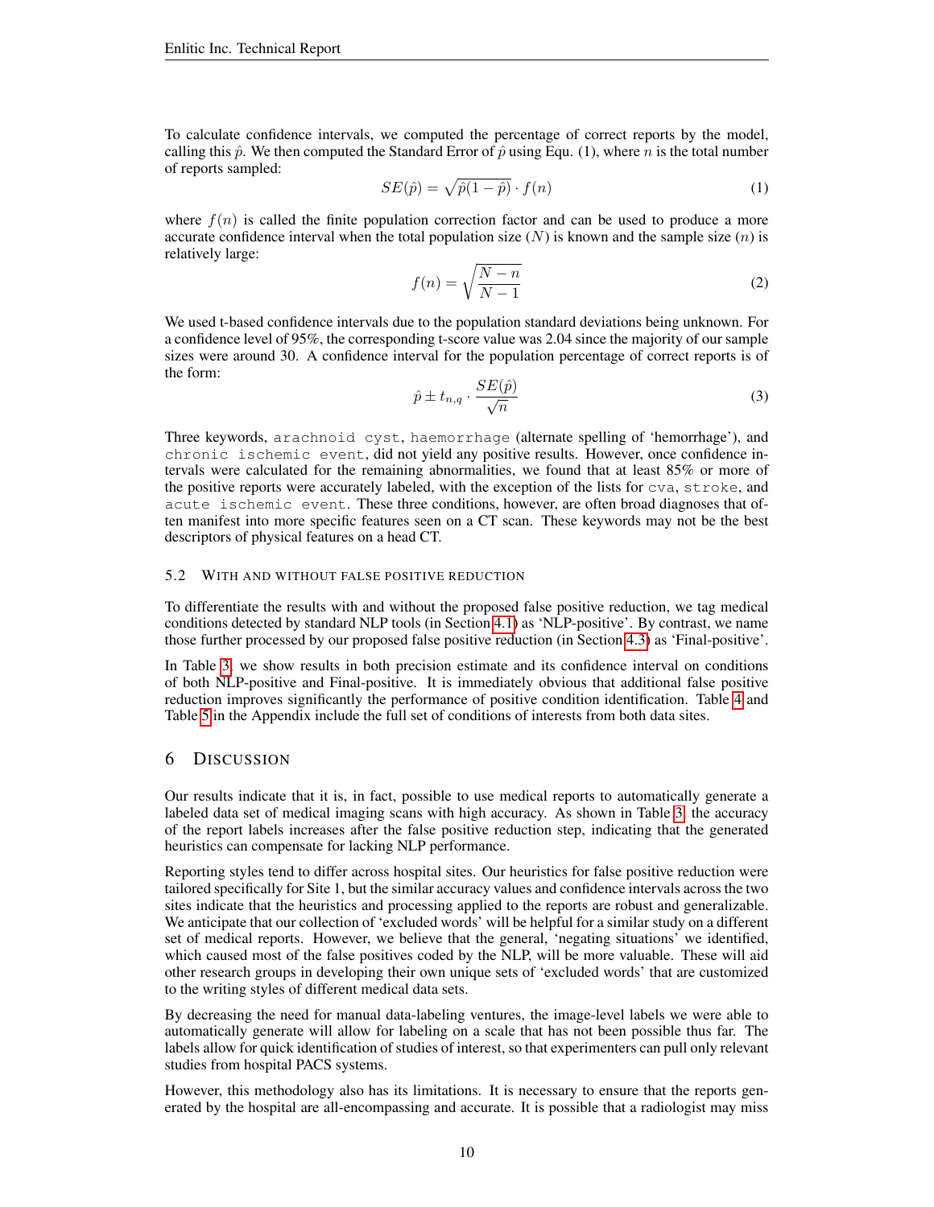To calculate confidence intervals, we computed the percentage of correct reports by the model, calling this $\hat{p}$. We then computed the Standard Error of $\hat{p}$ using Equ. (1), where $n$ is the total number of reports sampled:

$$SE(\hat{p}) = \sqrt{\hat{p}(1-\hat{p})} \cdot f(n) \tag{1}$$

where $f(n)$ is called the finite population correction factor and can be used to produce a more accurate confidence interval when the total population size ($N$) is known and the sample size ($n$) is relatively large:

$$f(n) = \sqrt{\frac{N-n}{N-1}} \tag{2}$$

We used t-based confidence intervals due to the population standard deviations being unknown. For a confidence level of 95%, the corresponding t-score value was 2.04 since the majority of our sample sizes were around 30. A confidence interval for the population percentage of correct reports is of the form:

$$\hat{p} \pm t_{n,q} \cdot \frac{SE(\hat{p})}{\sqrt{n}} \tag{3}$$

Three keywords, `arachnoid cyst`, `haemorrhage` (alternate spelling of 'hemorrhage'), and `chronic ischemic event`, did not yield any positive results. However, once confidence intervals were calculated for the remaining abnormalities, we found that at least 85% or more of the positive reports were accurately labeled, with the exception of the lists for `cva`, `stroke`, and `acute ischemic event`. These three conditions, however, are often broad diagnoses that often manifest into more specific features seen on a CT scan. These keywords may not be the best descriptors of physical features on a head CT.

### 5.2 With and without false positive reduction

To differentiate the results with and without the proposed false positive reduction, we tag medical conditions detected by standard NLP tools (in Section 4.1) as 'NLP-positive'. By contrast, we name those further processed by our proposed false positive reduction (in Section 4.3) as 'Final-positive'.

In Table 3, we show results in both precision estimate and its confidence interval on conditions of both NLP-positive and Final-positive. It is immediately obvious that additional false positive reduction improves significantly the performance of positive condition identification. Table 4 and Table 5 in the Appendix include the full set of conditions of interests from both data sites.

## 6 Discussion

Our results indicate that it is, in fact, possible to use medical reports to automatically generate a labeled data set of medical imaging scans with high accuracy. As shown in Table 3, the accuracy of the report labels increases after the false positive reduction step, indicating that the generated heuristics can compensate for lacking NLP performance.

Reporting styles tend to differ across hospital sites. Our heuristics for false positive reduction were tailored specifically for Site 1, but the similar accuracy values and confidence intervals across the two sites indicate that the heuristics and processing applied to the reports are robust and generalizable. We anticipate that our collection of 'excluded words' will be helpful for a similar study on a different set of medical reports. However, we believe that the general, 'negating situations' we identified, which caused most of the false positives coded by the NLP, will be more valuable. These will aid other research groups in developing their own unique sets of 'excluded words' that are customized to the writing styles of different medical data sets.

By decreasing the need for manual data-labeling ventures, the image-level labels we were able to automatically generate will allow for labeling on a scale that has not been possible thus far. The labels allow for quick identification of studies of interest, so that experimenters can pull only relevant studies from hospital PACS systems.

However, this methodology also has its limitations. It is necessary to ensure that the reports generated by the hospital are all-encompassing and accurate. It is possible that a radiologist may miss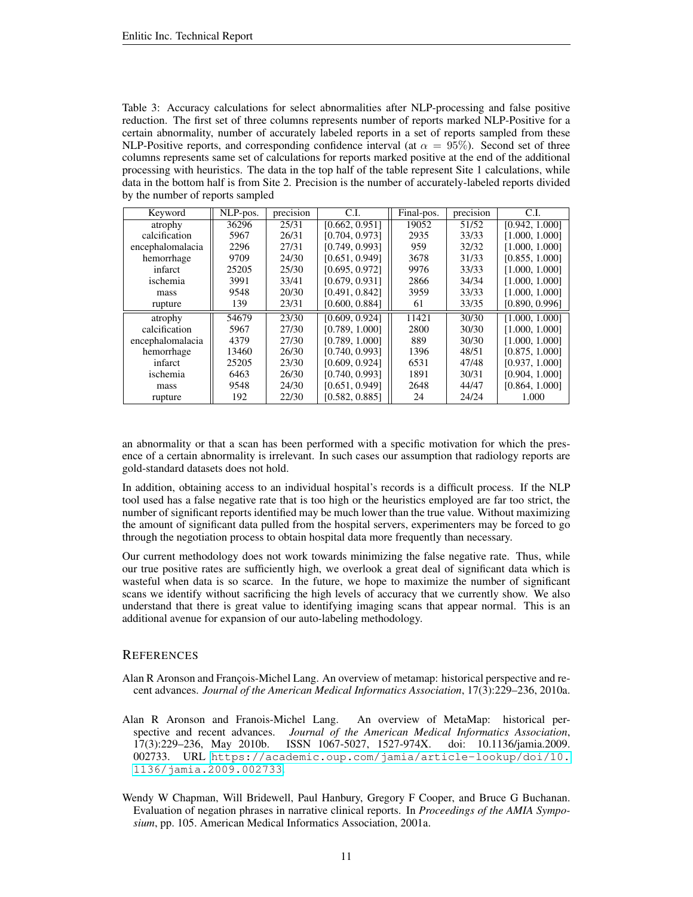Table 3: Accuracy calculations for select abnormalities after NLP-processing and false positive reduction. The first set of three columns represents number of reports marked NLP-Positive for a certain abnormality, number of accurately labeled reports in a set of reports sampled from these NLP-Positive reports, and corresponding confidence interval (at $\alpha = 95\%$). Second set of three columns represents same set of calculations for reports marked positive at the end of the additional processing with heuristics. The data in the top half of the table represent Site 1 calculations, while data in the bottom half is from Site 2. Precision is the number of accurately-labeled reports divided by the number of reports sampled

| Keyword | NLP-pos. | precision | C.I. | Final-pos. | precision | C.I. |
|---|---|---|---|---|---|---|
| atrophy | 36296 | 25/31 | [0.662, 0.951] | 19052 | 51/52 | [0.942, 1.000] |
| calcification | 5967 | 26/31 | [0.704, 0.973] | 2935 | 33/33 | [1.000, 1.000] |
| encephalomalacia | 2296 | 27/31 | [0.749, 0.993] | 959 | 32/32 | [1.000, 1.000] |
| hemorrhage | 9709 | 24/30 | [0.651, 0.949] | 3678 | 31/33 | [0.855, 1.000] |
| infarct | 25205 | 25/30 | [0.695, 0.972] | 9976 | 33/33 | [1.000, 1.000] |
| ischemia | 3991 | 33/41 | [0.679, 0.931] | 2866 | 34/34 | [1.000, 1.000] |
| mass | 9548 | 20/30 | [0.491, 0.842] | 3959 | 33/33 | [1.000, 1.000] |
| rupture | 139 | 23/31 | [0.600, 0.884] | 61 | 33/35 | [0.890, 0.996] |
| atrophy | 54679 | 23/30 | [0.609, 0.924] | 11421 | 30/30 | [1.000, 1.000] |
| calcification | 5967 | 27/30 | [0.789, 1.000] | 2800 | 30/30 | [1.000, 1.000] |
| encephalomalacia | 4379 | 27/30 | [0.789, 1.000] | 889 | 30/30 | [1.000, 1.000] |
| hemorrhage | 13460 | 26/30 | [0.740, 0.993] | 1396 | 48/51 | [0.875, 1.000] |
| infarct | 25205 | 23/30 | [0.609, 0.924] | 6531 | 47/48 | [0.937, 1.000] |
| ischemia | 6463 | 26/30 | [0.740, 0.993] | 1891 | 30/31 | [0.904, 1.000] |
| mass | 9548 | 24/30 | [0.651, 0.949] | 2648 | 44/47 | [0.864, 1.000] |
| rupture | 192 | 22/30 | [0.582, 0.885] | 24 | 24/24 | 1.000 |

an abnormality or that a scan has been performed with a specific motivation for which the presence of a certain abnormality is irrelevant. In such cases our assumption that radiology reports are gold-standard datasets does not hold.

In addition, obtaining access to an individual hospital's records is a difficult process. If the NLP tool used has a false negative rate that is too high or the heuristics employed are far too strict, the number of significant reports identified may be much lower than the true value. Without maximizing the amount of significant data pulled from the hospital servers, experimenters may be forced to go through the negotiation process to obtain hospital data more frequently than necessary.

Our current methodology does not work towards minimizing the false negative rate. Thus, while our true positive rates are sufficiently high, we overlook a great deal of significant data which is wasteful when data is so scarce. In the future, we hope to maximize the number of significant scans we identify without sacrificing the high levels of accuracy that we currently show. We also understand that there is great value to identifying imaging scans that appear normal. This is an additional avenue for expansion of our auto-labeling methodology.

## References

Alan R Aronson and François-Michel Lang. An overview of metamap: historical perspective and recent advances. *Journal of the American Medical Informatics Association*, 17(3):229–236, 2010a.

Alan R Aronson and Franois-Michel Lang. An overview of MetaMap: historical perspective and recent advances. *Journal of the American Medical Informatics Association*, 17(3):229–236, May 2010b. ISSN 1067-5027, 1527-974X. doi: 10.1136/jamia.2009.002733. URL https://academic.oup.com/jamia/article-lookup/doi/10.1136/jamia.2009.002733.

Wendy W Chapman, Will Bridewell, Paul Hanbury, Gregory F Cooper, and Bruce G Buchanan. Evaluation of negation phrases in narrative clinical reports. In *Proceedings of the AMIA Symposium*, pp. 105. American Medical Informatics Association, 2001a.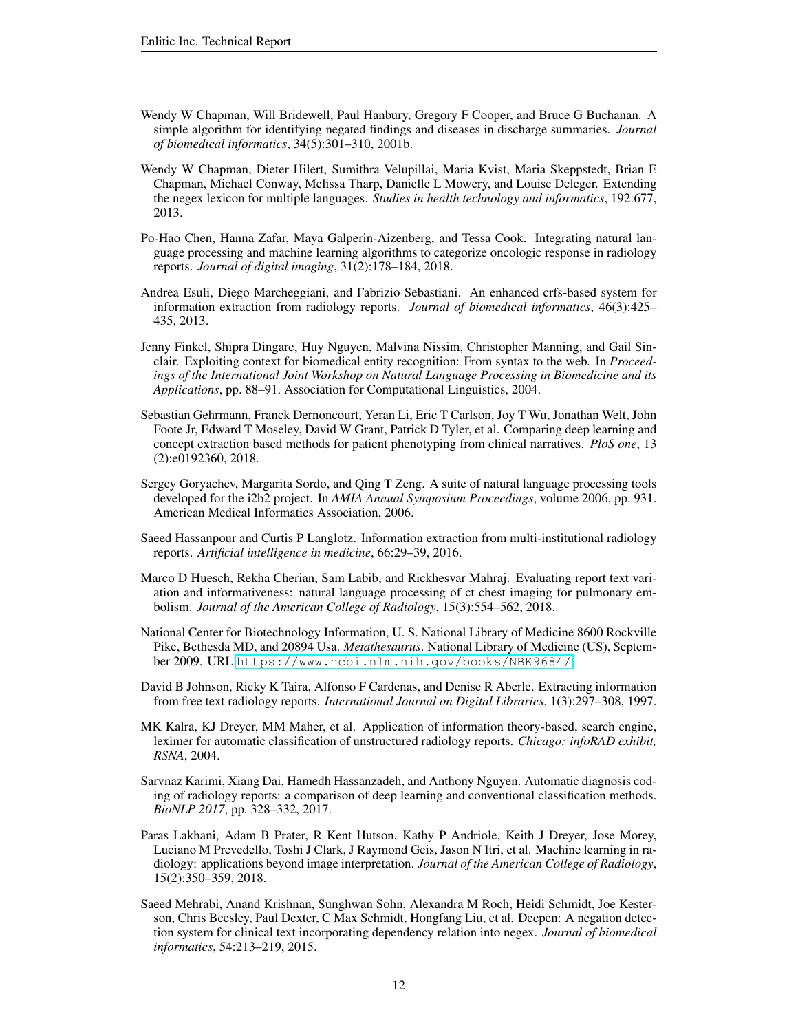Wendy W Chapman, Will Bridewell, Paul Hanbury, Gregory F Cooper, and Bruce G Buchanan. A simple algorithm for identifying negated findings and diseases in discharge summaries. *Journal of biomedical informatics*, 34(5):301–310, 2001b.

Wendy W Chapman, Dieter Hilert, Sumithra Velupillai, Maria Kvist, Maria Skeppstedt, Brian E Chapman, Michael Conway, Melissa Tharp, Danielle L Mowery, and Louise Deleger. Extending the negex lexicon for multiple languages. *Studies in health technology and informatics*, 192:677, 2013.

Po-Hao Chen, Hanna Zafar, Maya Galperin-Aizenberg, and Tessa Cook. Integrating natural language processing and machine learning algorithms to categorize oncologic response in radiology reports. *Journal of digital imaging*, 31(2):178–184, 2018.

Andrea Esuli, Diego Marcheggiani, and Fabrizio Sebastiani. An enhanced crfs-based system for information extraction from radiology reports. *Journal of biomedical informatics*, 46(3):425–435, 2013.

Jenny Finkel, Shipra Dingare, Huy Nguyen, Malvina Nissim, Christopher Manning, and Gail Sinclair. Exploiting context for biomedical entity recognition: From syntax to the web. In *Proceedings of the International Joint Workshop on Natural Language Processing in Biomedicine and its Applications*, pp. 88–91. Association for Computational Linguistics, 2004.

Sebastian Gehrmann, Franck Dernoncourt, Yeran Li, Eric T Carlson, Joy T Wu, Jonathan Welt, John Foote Jr, Edward T Moseley, David W Grant, Patrick D Tyler, et al. Comparing deep learning and concept extraction based methods for patient phenotyping from clinical narratives. *PloS one*, 13 (2):e0192360, 2018.

Sergey Goryachev, Margarita Sordo, and Qing T Zeng. A suite of natural language processing tools developed for the i2b2 project. In *AMIA Annual Symposium Proceedings*, volume 2006, pp. 931. American Medical Informatics Association, 2006.

Saeed Hassanpour and Curtis P Langlotz. Information extraction from multi-institutional radiology reports. *Artificial intelligence in medicine*, 66:29–39, 2016.

Marco D Huesch, Rekha Cherian, Sam Labib, and Rickhesvar Mahraj. Evaluating report text variation and informativeness: natural language processing of ct chest imaging for pulmonary embolism. *Journal of the American College of Radiology*, 15(3):554–562, 2018.

National Center for Biotechnology Information, U. S. National Library of Medicine 8600 Rockville Pike, Bethesda MD, and 20894 Usa. *Metathesaurus*. National Library of Medicine (US), September 2009. URL https://www.ncbi.nlm.nih.gov/books/NBK9684/.

David B Johnson, Ricky K Taira, Alfonso F Cardenas, and Denise R Aberle. Extracting information from free text radiology reports. *International Journal on Digital Libraries*, 1(3):297–308, 1997.

MK Kalra, KJ Dreyer, MM Maher, et al. Application of information theory-based, search engine, leximer for automatic classification of unstructured radiology reports. *Chicago: infoRAD exhibit, RSNA*, 2004.

Sarvnaz Karimi, Xiang Dai, Hamedh Hassanzadeh, and Anthony Nguyen. Automatic diagnosis coding of radiology reports: a comparison of deep learning and conventional classification methods. *BioNLP 2017*, pp. 328–332, 2017.

Paras Lakhani, Adam B Prater, R Kent Hutson, Kathy P Andriole, Keith J Dreyer, Jose Morey, Luciano M Prevedello, Toshi J Clark, J Raymond Geis, Jason N Itri, et al. Machine learning in radiology: applications beyond image interpretation. *Journal of the American College of Radiology*, 15(2):350–359, 2018.

Saeed Mehrabi, Anand Krishnan, Sunghwan Sohn, Alexandra M Roch, Heidi Schmidt, Joe Kesterson, Chris Beesley, Paul Dexter, C Max Schmidt, Hongfang Liu, et al. Deepen: A negation detection system for clinical text incorporating dependency relation into negex. *Journal of biomedical informatics*, 54:213–219, 2015.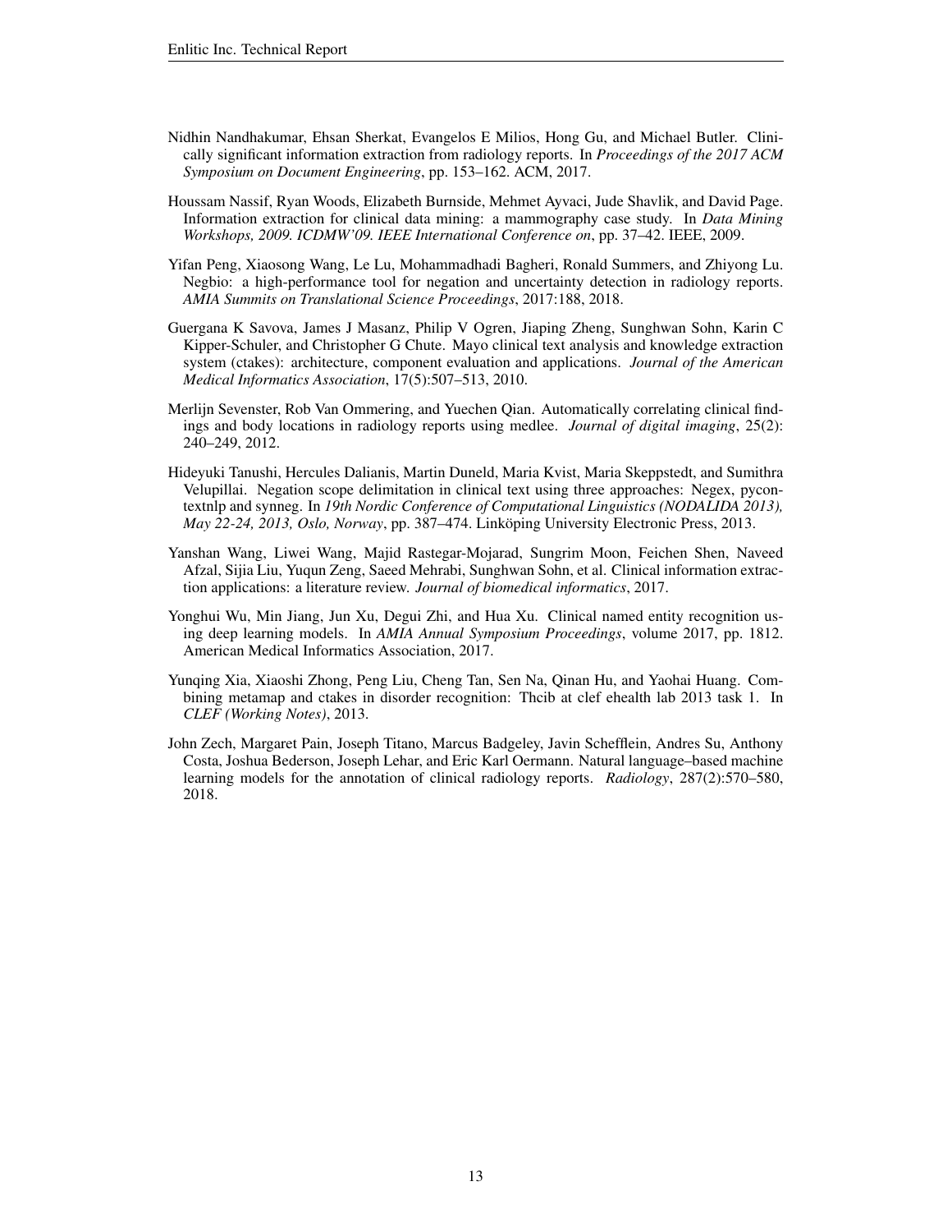Nidhin Nandhakumar, Ehsan Sherkat, Evangelos E Milios, Hong Gu, and Michael Butler. Clinically significant information extraction from radiology reports. In *Proceedings of the 2017 ACM Symposium on Document Engineering*, pp. 153–162. ACM, 2017.

Houssam Nassif, Ryan Woods, Elizabeth Burnside, Mehmet Ayvaci, Jude Shavlik, and David Page. Information extraction for clinical data mining: a mammography case study. In *Data Mining Workshops, 2009. ICDMW'09. IEEE International Conference on*, pp. 37–42. IEEE, 2009.

Yifan Peng, Xiaosong Wang, Le Lu, Mohammadhadi Bagheri, Ronald Summers, and Zhiyong Lu. Negbio: a high-performance tool for negation and uncertainty detection in radiology reports. *AMIA Summits on Translational Science Proceedings*, 2017:188, 2018.

Guergana K Savova, James J Masanz, Philip V Ogren, Jiaping Zheng, Sunghwan Sohn, Karin C Kipper-Schuler, and Christopher G Chute. Mayo clinical text analysis and knowledge extraction system (ctakes): architecture, component evaluation and applications. *Journal of the American Medical Informatics Association*, 17(5):507–513, 2010.

Merlijn Sevenster, Rob Van Ommering, and Yuechen Qian. Automatically correlating clinical findings and body locations in radiology reports using medlee. *Journal of digital imaging*, 25(2): 240–249, 2012.

Hideyuki Tanushi, Hercules Dalianis, Martin Duneld, Maria Kvist, Maria Skeppstedt, and Sumithra Velupillai. Negation scope delimitation in clinical text using three approaches: Negex, pycontextnlp and synneg. In *19th Nordic Conference of Computational Linguistics (NODALIDA 2013), May 22-24, 2013, Oslo, Norway*, pp. 387–474. Linköping University Electronic Press, 2013.

Yanshan Wang, Liwei Wang, Majid Rastegar-Mojarad, Sungrim Moon, Feichen Shen, Naveed Afzal, Sijia Liu, Yuqun Zeng, Saeed Mehrabi, Sunghwan Sohn, et al. Clinical information extraction applications: a literature review. *Journal of biomedical informatics*, 2017.

Yonghui Wu, Min Jiang, Jun Xu, Degui Zhi, and Hua Xu. Clinical named entity recognition using deep learning models. In *AMIA Annual Symposium Proceedings*, volume 2017, pp. 1812. American Medical Informatics Association, 2017.

Yunqing Xia, Xiaoshi Zhong, Peng Liu, Cheng Tan, Sen Na, Qinan Hu, and Yaohai Huang. Combining metamap and ctakes in disorder recognition: Thcib at clef ehealth lab 2013 task 1. In *CLEF (Working Notes)*, 2013.

John Zech, Margaret Pain, Joseph Titano, Marcus Badgeley, Javin Schefflein, Andres Su, Anthony Costa, Joshua Bederson, Joseph Lehar, and Eric Karl Oermann. Natural language–based machine learning models for the annotation of clinical radiology reports. *Radiology*, 287(2):570–580, 2018.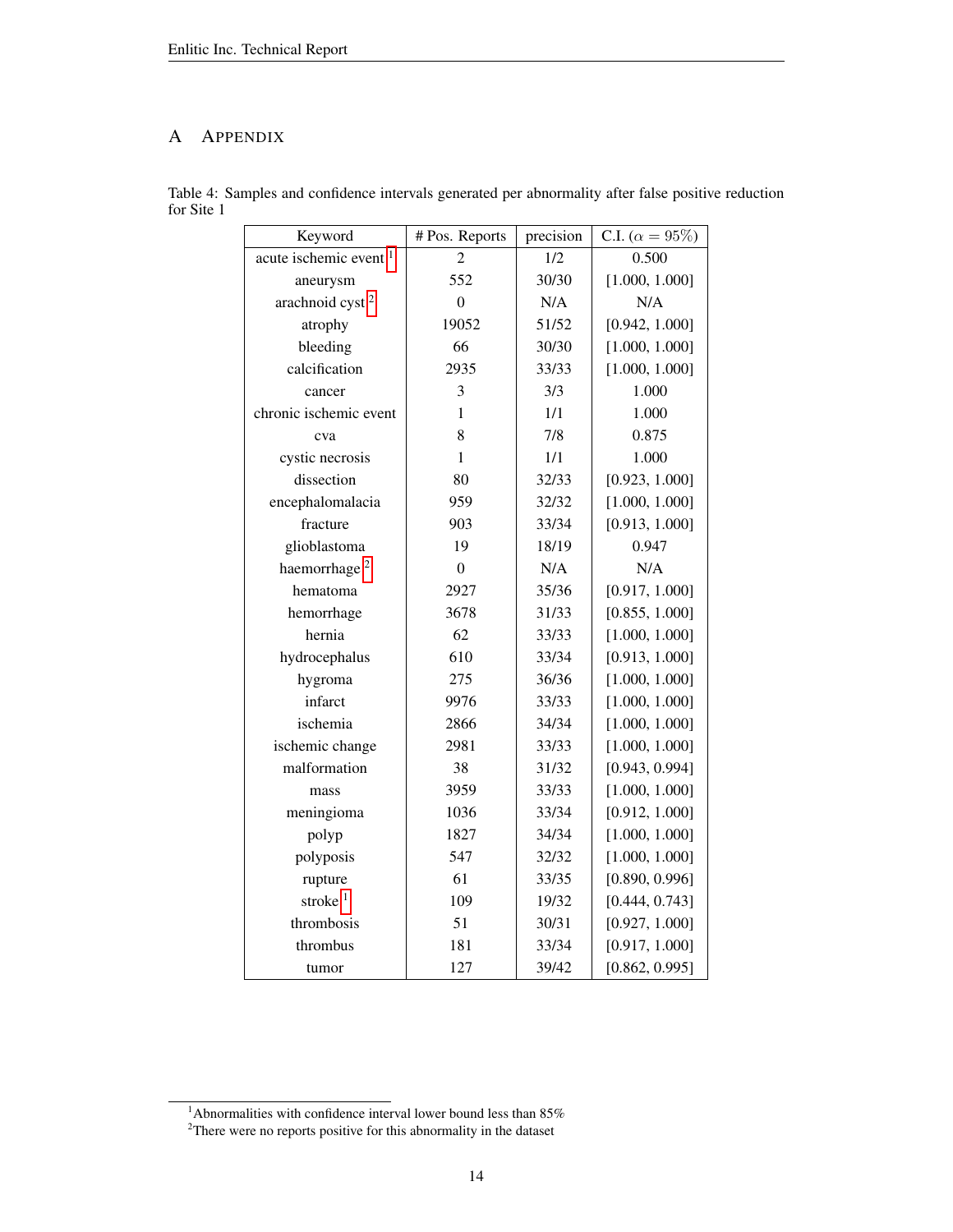# A Appendix

Table 4: Samples and confidence intervals generated per abnormality after false positive reduction for Site 1

| Keyword | # Pos. Reports | precision | C.I. ($\alpha = 95\%$) |
|---|---|---|---|
| acute ischemic event [1] | 2 | 1/2 | 0.500 |
| aneurysm | 552 | 30/30 | [1.000, 1.000] |
| arachnoid cyst [2] | 0 | N/A | N/A |
| atrophy | 19052 | 51/52 | [0.942, 1.000] |
| bleeding | 66 | 30/30 | [1.000, 1.000] |
| calcification | 2935 | 33/33 | [1.000, 1.000] |
| cancer | 3 | 3/3 | 1.000 |
| chronic ischemic event | 1 | 1/1 | 1.000 |
| cva | 8 | 7/8 | 0.875 |
| cystic necrosis | 1 | 1/1 | 1.000 |
| dissection | 80 | 32/33 | [0.923, 1.000] |
| encephalomalacia | 959 | 32/32 | [1.000, 1.000] |
| fracture | 903 | 33/34 | [0.913, 1.000] |
| glioblastoma | 19 | 18/19 | 0.947 |
| haemorrhage [2] | 0 | N/A | N/A |
| hematoma | 2927 | 35/36 | [0.917, 1.000] |
| hemorrhage | 3678 | 31/33 | [0.855, 1.000] |
| hernia | 62 | 33/33 | [1.000, 1.000] |
| hydrocephalus | 610 | 33/34 | [0.913, 1.000] |
| hygroma | 275 | 36/36 | [1.000, 1.000] |
| infarct | 9976 | 33/33 | [1.000, 1.000] |
| ischemia | 2866 | 34/34 | [1.000, 1.000] |
| ischemic change | 2981 | 33/33 | [1.000, 1.000] |
| malformation | 38 | 31/32 | [0.943, 0.994] |
| mass | 3959 | 33/33 | [1.000, 1.000] |
| meningioma | 1036 | 33/34 | [0.912, 1.000] |
| polyp | 1827 | 34/34 | [1.000, 1.000] |
| polyposis | 547 | 32/32 | [1.000, 1.000] |
| rupture | 61 | 33/35 | [0.890, 0.996] |
| stroke [1] | 109 | 19/32 | [0.444, 0.743] |
| thrombosis | 51 | 30/31 | [0.927, 1.000] |
| thrombus | 181 | 33/34 | [0.917, 1.000] |
| tumor | 127 | 39/42 | [0.862, 0.995] |

[1] Abnormalities with confidence interval lower bound less than 85%

[2] There were no reports positive for this abnormality in the dataset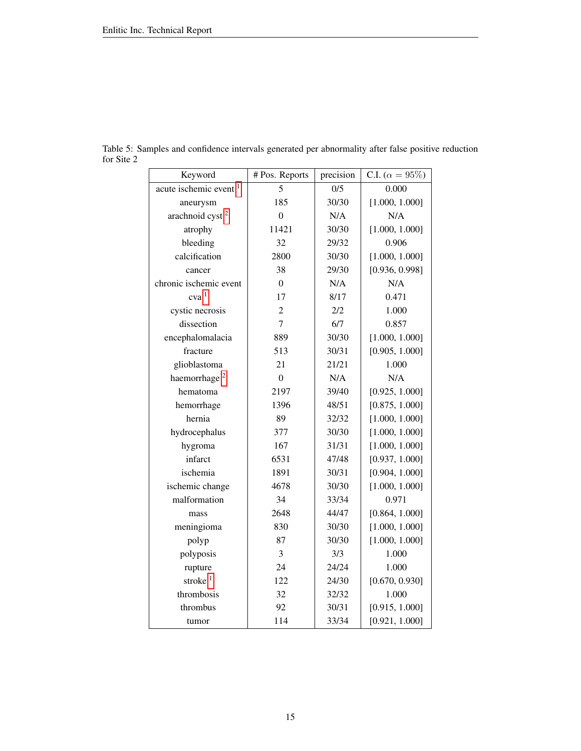Table 5: Samples and confidence intervals generated per abnormality after false positive reduction for Site 2

| Keyword | # Pos. Reports | precision | C.I. ($\alpha = 95\%$) |
|---|---|---|---|
| acute ischemic event [1] | 5 | 0/5 | 0.000 |
| aneurysm | 185 | 30/30 | [1.000, 1.000] |
| arachnoid cyst [2] | 0 | N/A | N/A |
| atrophy | 11421 | 30/30 | [1.000, 1.000] |
| bleeding | 32 | 29/32 | 0.906 |
| calcification | 2800 | 30/30 | [1.000, 1.000] |
| cancer | 38 | 29/30 | [0.936, 0.998] |
| chronic ischemic event | 0 | N/A | N/A |
| cva [1] | 17 | 8/17 | 0.471 |
| cystic necrosis | 2 | 2/2 | 1.000 |
| dissection | 7 | 6/7 | 0.857 |
| encephalomalacia | 889 | 30/30 | [1.000, 1.000] |
| fracture | 513 | 30/31 | [0.905, 1.000] |
| glioblastoma | 21 | 21/21 | 1.000 |
| haemorrhage [2] | 0 | N/A | N/A |
| hematoma | 2197 | 39/40 | [0.925, 1.000] |
| hemorrhage | 1396 | 48/51 | [0.875, 1.000] |
| hernia | 89 | 32/32 | [1.000, 1.000] |
| hydrocephalus | 377 | 30/30 | [1.000, 1.000] |
| hygroma | 167 | 31/31 | [1.000, 1.000] |
| infarct | 6531 | 47/48 | [0.937, 1.000] |
| ischemia | 1891 | 30/31 | [0.904, 1.000] |
| ischemic change | 4678 | 30/30 | [1.000, 1.000] |
| malformation | 34 | 33/34 | 0.971 |
| mass | 2648 | 44/47 | [0.864, 1.000] |
| meningioma | 830 | 30/30 | [1.000, 1.000] |
| polyp | 87 | 30/30 | [1.000, 1.000] |
| polyposis | 3 | 3/3 | 1.000 |
| rupture | 24 | 24/24 | 1.000 |
| stroke [1] | 122 | 24/30 | [0.670, 0.930] |
| thrombosis | 32 | 32/32 | 1.000 |
| thrombus | 92 | 30/31 | [0.915, 1.000] |
| tumor | 114 | 33/34 | [0.921, 1.000] |